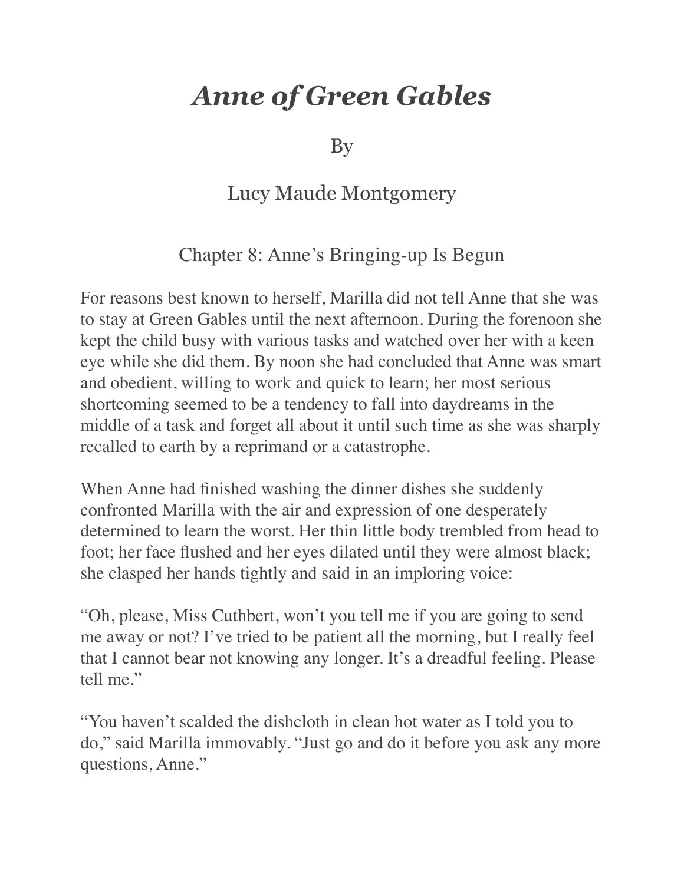# *Anne of Green Gables*

By

Lucy Maude Montgomery

## Chapter 8: Anne's Bringing-up Is Begun

For reasons best known to herself, Marilla did not tell Anne that she was to stay at Green Gables until the next afternoon. During the forenoon she kept the child busy with various tasks and watched over her with a keen eye while she did them. By noon she had concluded that Anne was smart and obedient, willing to work and quick to learn; her most serious shortcoming seemed to be a tendency to fall into daydreams in the middle of a task and forget all about it until such time as she was sharply recalled to earth by a reprimand or a catastrophe.

When Anne had finished washing the dinner dishes she suddenly confronted Marilla with the air and expression of one desperately determined to learn the worst. Her thin little body trembled from head to foot; her face flushed and her eyes dilated until they were almost black; she clasped her hands tightly and said in an imploring voice:

"Oh, please, Miss Cuthbert, won't you tell me if you are going to send me away or not? I've tried to be patient all the morning, but I really feel that I cannot bear not knowing any longer. It's a dreadful feeling. Please tell me."

"You haven't scalded the dishcloth in clean hot water as I told you to do," said Marilla immovably. "Just go and do it before you ask any more questions, Anne."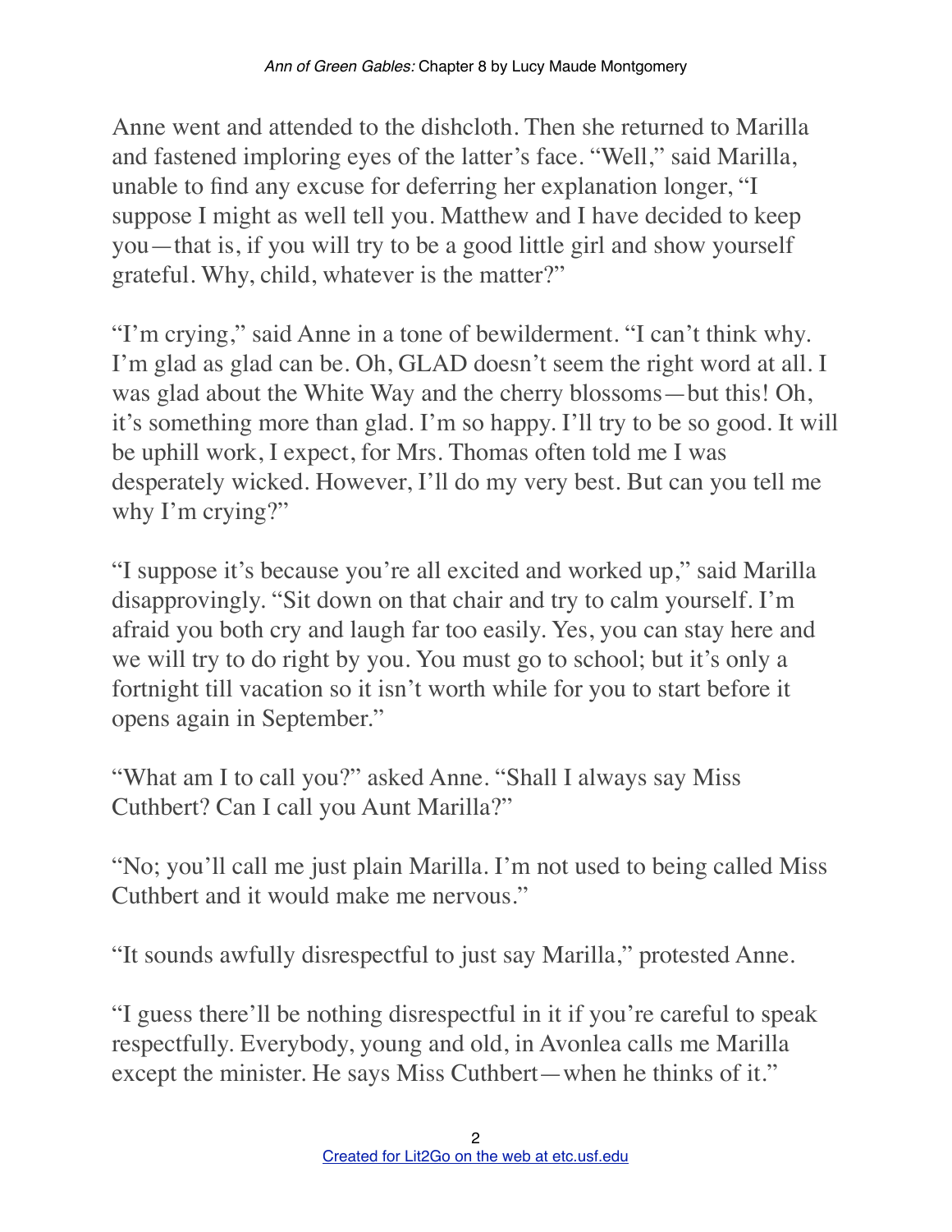Anne went and attended to the dishcloth. Then she returned to Marilla and fastened imploring eyes of the latter's face. "Well," said Marilla, unable to find any excuse for deferring her explanation longer, "I suppose I might as well tell you. Matthew and I have decided to keep you—that is, if you will try to be a good little girl and show yourself grateful. Why, child, whatever is the matter?"

"I'm crying," said Anne in a tone of bewilderment. "I can't think why. I'm glad as glad can be. Oh, GLAD doesn't seem the right word at all. I was glad about the White Way and the cherry blossoms—but this! Oh, it's something more than glad. I'm so happy. I'll try to be so good. It will be uphill work, I expect, for Mrs. Thomas often told me I was desperately wicked. However, I'll do my very best. But can you tell me why I'm crying?"

"I suppose it's because you're all excited and worked up," said Marilla disapprovingly. "Sit down on that chair and try to calm yourself. I'm afraid you both cry and laugh far too easily. Yes, you can stay here and we will try to do right by you. You must go to school; but it's only a fortnight till vacation so it isn't worth while for you to start before it opens again in September."

"What am I to call you?" asked Anne. "Shall I always say Miss Cuthbert? Can I call you Aunt Marilla?"

"No; you'll call me just plain Marilla. I'm not used to being called Miss Cuthbert and it would make me nervous."

"It sounds awfully disrespectful to just say Marilla," protested Anne.

"I guess there'll be nothing disrespectful in it if you're careful to speak respectfully. Everybody, young and old, in Avonlea calls me Marilla except the minister. He says Miss Cuthbert—when he thinks of it."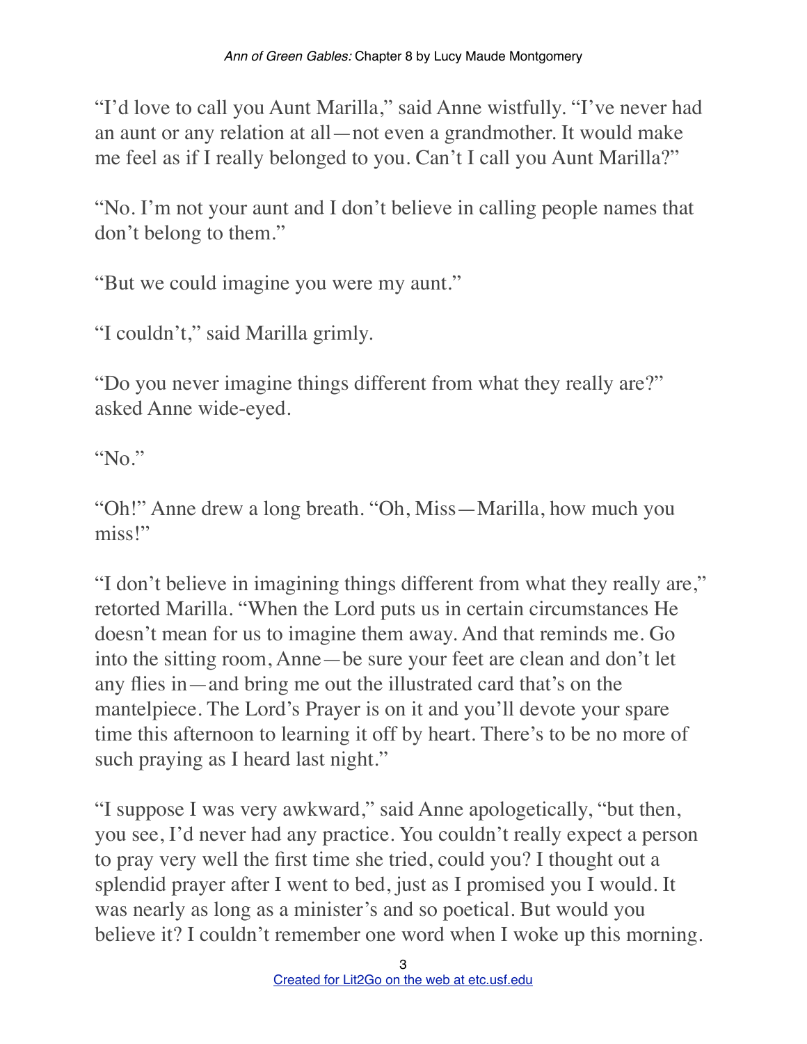"I'd love to call you Aunt Marilla," said Anne wistfully. "I've never had an aunt or any relation at all—not even a grandmother. It would make me feel as if I really belonged to you. Can't I call you Aunt Marilla?"

"No. I'm not your aunt and I don't believe in calling people names that don't belong to them."

"But we could imagine you were my aunt."

"I couldn't," said Marilla grimly.

"Do you never imagine things different from what they really are?" asked Anne wide-eyed.

"No."

"Oh!" Anne drew a long breath. "Oh, Miss—Marilla, how much you miss!"

"I don't believe in imagining things different from what they really are," retorted Marilla. "When the Lord puts us in certain circumstances He doesn't mean for us to imagine them away. And that reminds me. Go into the sitting room, Anne—be sure your feet are clean and don't let any flies in—and bring me out the illustrated card that's on the mantelpiece. The Lord's Prayer is on it and you'll devote your spare time this afternoon to learning it off by heart. There's to be no more of such praying as I heard last night."

"I suppose I was very awkward," said Anne apologetically, "but then, you see, I'd never had any practice. You couldn't really expect a person to pray very well the first time she tried, could you? I thought out a splendid prayer after I went to bed, just as I promised you I would. It was nearly as long as a minister's and so poetical. But would you believe it? I couldn't remember one word when I woke up this morning.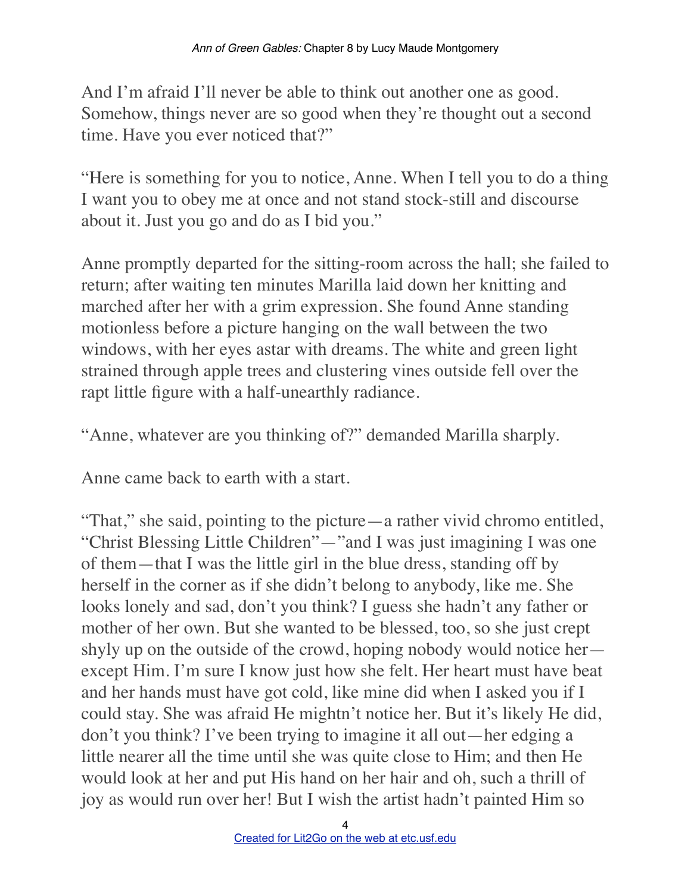And I'm afraid I'll never be able to think out another one as good. Somehow, things never are so good when they're thought out a second time. Have you ever noticed that?"

"Here is something for you to notice, Anne. When I tell you to do a thing I want you to obey me at once and not stand stock-still and discourse about it. Just you go and do as I bid you."

Anne promptly departed for the sitting-room across the hall; she failed to return; after waiting ten minutes Marilla laid down her knitting and marched after her with a grim expression. She found Anne standing motionless before a picture hanging on the wall between the two windows, with her eyes astar with dreams. The white and green light strained through apple trees and clustering vines outside fell over the rapt little figure with a half-unearthly radiance.

"Anne, whatever are you thinking of?" demanded Marilla sharply.

Anne came back to earth with a start.

"That," she said, pointing to the picture—a rather vivid chromo entitled, "Christ Blessing Little Children"—"and I was just imagining I was one of them—that I was the little girl in the blue dress, standing off by herself in the corner as if she didn't belong to anybody, like me. She looks lonely and sad, don't you think? I guess she hadn't any father or mother of her own. But she wanted to be blessed, too, so she just crept shyly up on the outside of the crowd, hoping nobody would notice her—except Him. I'm sure I know just how she felt. Her heart must have beat and her hands must have got cold, like mine did when I asked you if I could stay. She was afraid He mightn't notice her. But it's likely He did, don't you think? I've been trying to imagine it all out—her edging a little nearer all the time until she was quite close to Him; and then He would look at her and put His hand on her hair and oh, such a thrill of joy as would run over her! But I wish the artist hadn't painted Him so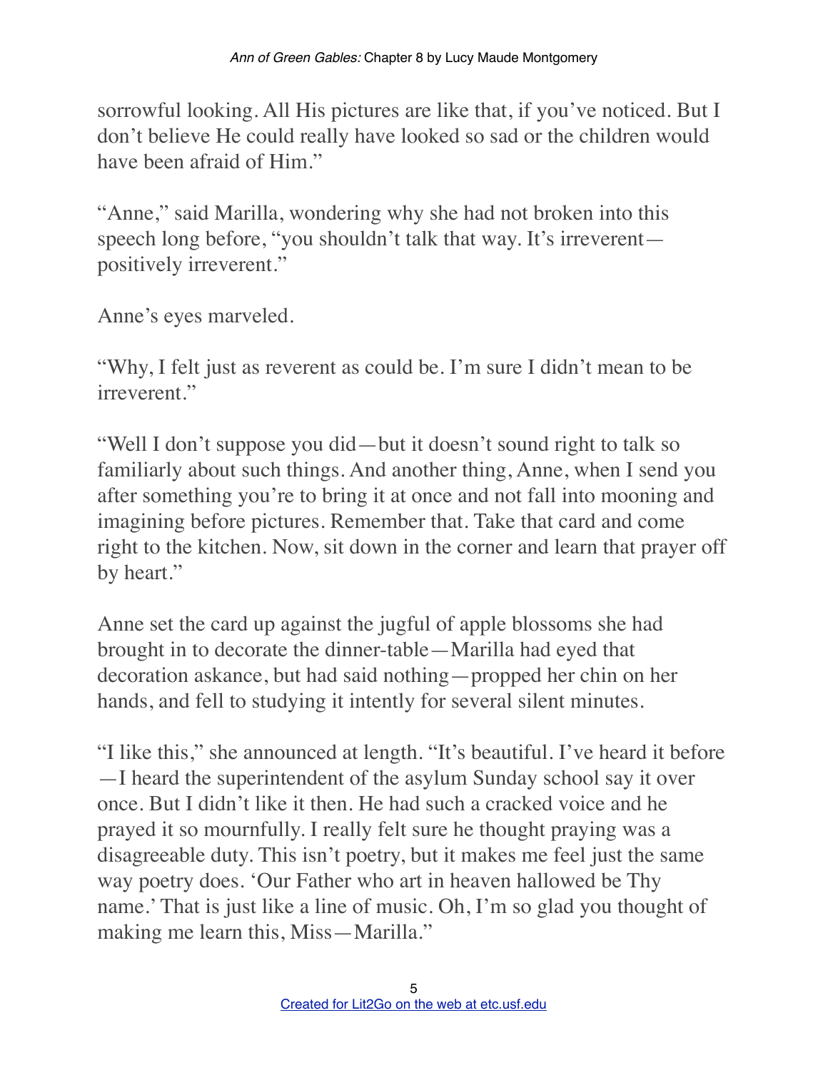sorrowful looking. All His pictures are like that, if you've noticed. But I don't believe He could really have looked so sad or the children would have been afraid of Him."

"Anne," said Marilla, wondering why she had not broken into this speech long before, "you shouldn't talk that way. It's irreverent—positively irreverent."

Anne's eyes marveled.

"Why, I felt just as reverent as could be. I'm sure I didn't mean to be irreverent."

"Well I don't suppose you did—but it doesn't sound right to talk so familiarly about such things. And another thing, Anne, when I send you after something you're to bring it at once and not fall into mooning and imagining before pictures. Remember that. Take that card and come right to the kitchen. Now, sit down in the corner and learn that prayer off by heart."

Anne set the card up against the jugful of apple blossoms she had brought in to decorate the dinner-table—Marilla had eyed that decoration askance, but had said nothing—propped her chin on her hands, and fell to studying it intently for several silent minutes.

"I like this," she announced at length. "It's beautiful. I've heard it before—I heard the superintendent of the asylum Sunday school say it over once. But I didn't like it then. He had such a cracked voice and he prayed it so mournfully. I really felt sure he thought praying was a disagreeable duty. This isn't poetry, but it makes me feel just the same way poetry does. 'Our Father who art in heaven hallowed be Thy name.' That is just like a line of music. Oh, I'm so glad you thought of making me learn this, Miss—Marilla."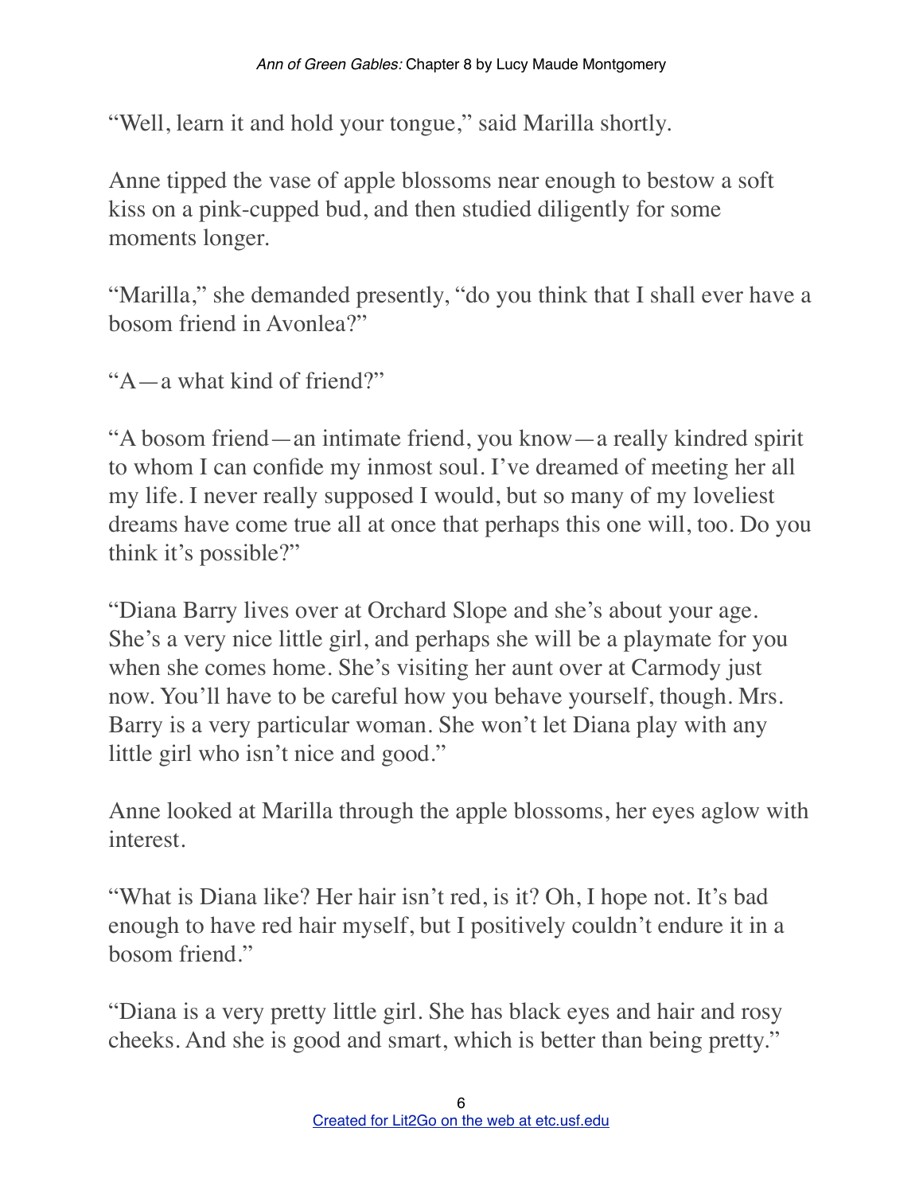"Well, learn it and hold your tongue," said Marilla shortly.

Anne tipped the vase of apple blossoms near enough to bestow a soft kiss on a pink-cupped bud, and then studied diligently for some moments longer.

"Marilla," she demanded presently, "do you think that I shall ever have a bosom friend in Avonlea?"

"A—a what kind of friend?"

"A bosom friend—an intimate friend, you know—a really kindred spirit to whom I can confide my inmost soul. I've dreamed of meeting her all my life. I never really supposed I would, but so many of my loveliest dreams have come true all at once that perhaps this one will, too. Do you think it's possible?"

"Diana Barry lives over at Orchard Slope and she's about your age. She's a very nice little girl, and perhaps she will be a playmate for you when she comes home. She's visiting her aunt over at Carmody just now. You'll have to be careful how you behave yourself, though. Mrs. Barry is a very particular woman. She won't let Diana play with any little girl who isn't nice and good."

Anne looked at Marilla through the apple blossoms, her eyes aglow with interest.

"What is Diana like? Her hair isn't red, is it? Oh, I hope not. It's bad enough to have red hair myself, but I positively couldn't endure it in a bosom friend."

"Diana is a very pretty little girl. She has black eyes and hair and rosy cheeks. And she is good and smart, which is better than being pretty."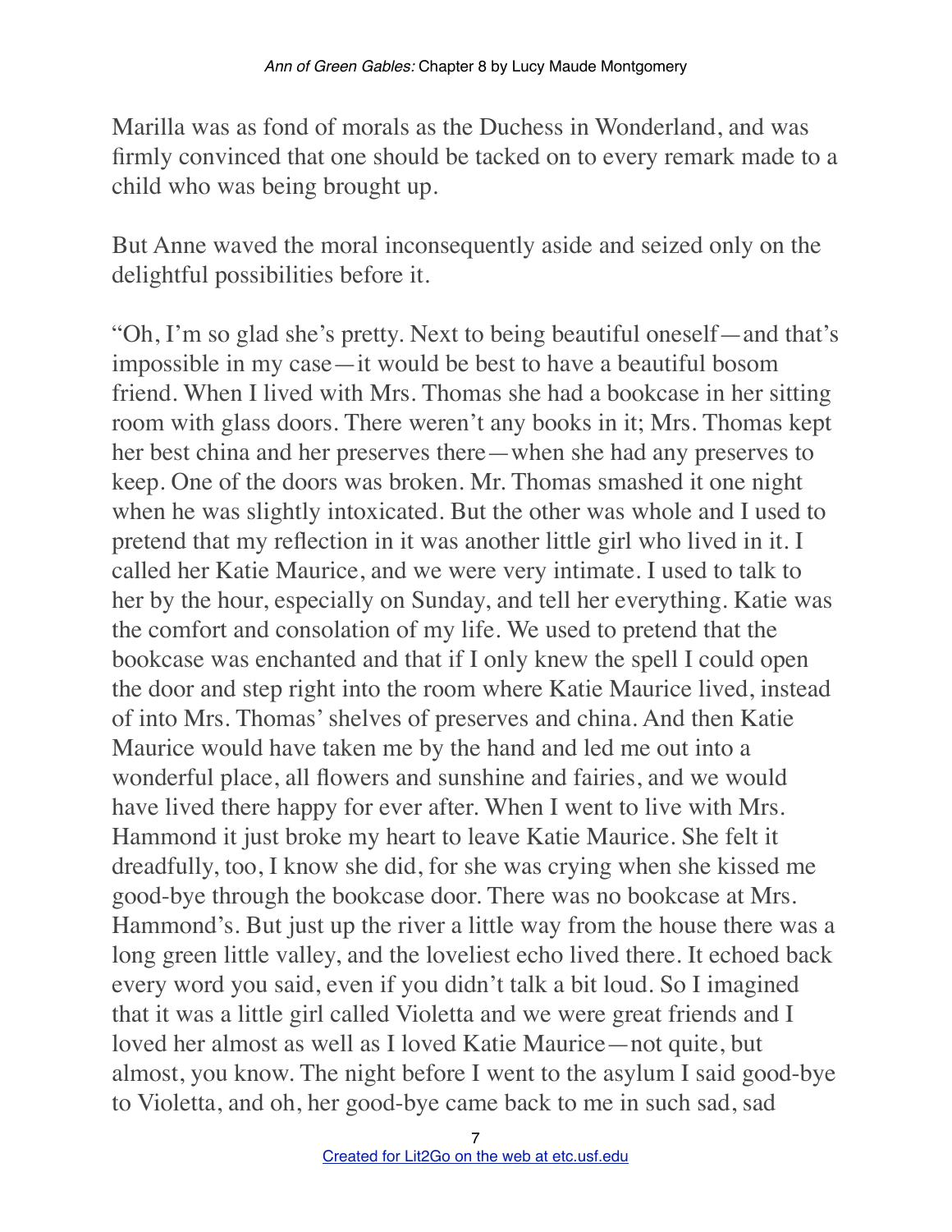Marilla was as fond of morals as the Duchess in Wonderland, and was firmly convinced that one should be tacked on to every remark made to a child who was being brought up.

But Anne waved the moral inconsequently aside and seized only on the delightful possibilities before it.

“Oh, I’m so glad she’s pretty. Next to being beautiful oneself—and that’s impossible in my case—it would be best to have a beautiful bosom friend. When I lived with Mrs. Thomas she had a bookcase in her sitting room with glass doors. There weren’t any books in it; Mrs. Thomas kept her best china and her preserves there—when she had any preserves to keep. One of the doors was broken. Mr. Thomas smashed it one night when he was slightly intoxicated. But the other was whole and I used to pretend that my reflection in it was another little girl who lived in it. I called her Katie Maurice, and we were very intimate. I used to talk to her by the hour, especially on Sunday, and tell her everything. Katie was the comfort and consolation of my life. We used to pretend that the bookcase was enchanted and that if I only knew the spell I could open the door and step right into the room where Katie Maurice lived, instead of into Mrs. Thomas’ shelves of preserves and china. And then Katie Maurice would have taken me by the hand and led me out into a wonderful place, all flowers and sunshine and fairies, and we would have lived there happy for ever after. When I went to live with Mrs. Hammond it just broke my heart to leave Katie Maurice. She felt it dreadfully, too, I know she did, for she was crying when she kissed me good-bye through the bookcase door. There was no bookcase at Mrs. Hammond’s. But just up the river a little way from the house there was a long green little valley, and the loveliest echo lived there. It echoed back every word you said, even if you didn’t talk a bit loud. So I imagined that it was a little girl called Violetta and we were great friends and I loved her almost as well as I loved Katie Maurice—not quite, but almost, you know. The night before I went to the asylum I said good-bye to Violetta, and oh, her good-bye came back to me in such sad, sad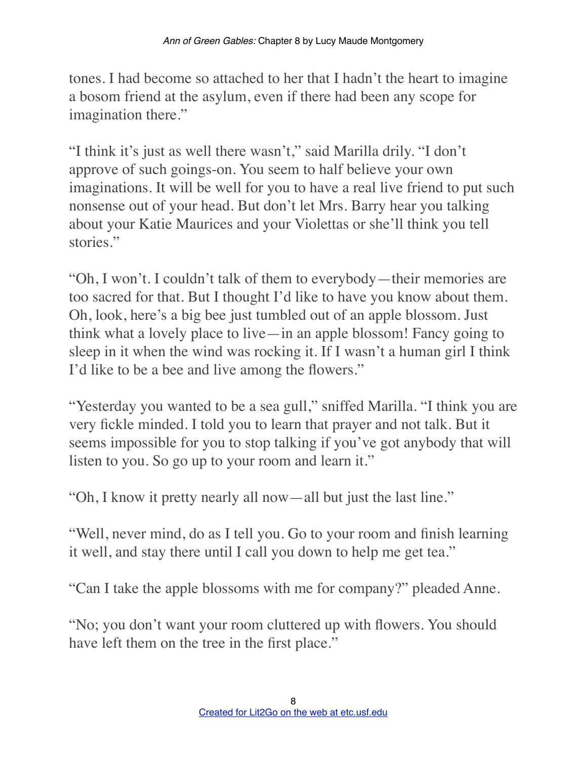tones. I had become so attached to her that I hadn't the heart to imagine a bosom friend at the asylum, even if there had been any scope for imagination there."

"I think it's just as well there wasn't," said Marilla drily. "I don't approve of such goings-on. You seem to half believe your own imaginations. It will be well for you to have a real live friend to put such nonsense out of your head. But don't let Mrs. Barry hear you talking about your Katie Maurices and your Violettas or she'll think you tell stories."

"Oh, I won't. I couldn't talk of them to everybody—their memories are too sacred for that. But I thought I'd like to have you know about them. Oh, look, here's a big bee just tumbled out of an apple blossom. Just think what a lovely place to live—in an apple blossom! Fancy going to sleep in it when the wind was rocking it. If I wasn't a human girl I think I'd like to be a bee and live among the flowers."

"Yesterday you wanted to be a sea gull," sniffed Marilla. "I think you are very fickle minded. I told you to learn that prayer and not talk. But it seems impossible for you to stop talking if you've got anybody that will listen to you. So go up to your room and learn it."

"Oh, I know it pretty nearly all now—all but just the last line."

"Well, never mind, do as I tell you. Go to your room and finish learning it well, and stay there until I call you down to help me get tea."

"Can I take the apple blossoms with me for company?" pleaded Anne.

"No; you don't want your room cluttered up with flowers. You should have left them on the tree in the first place."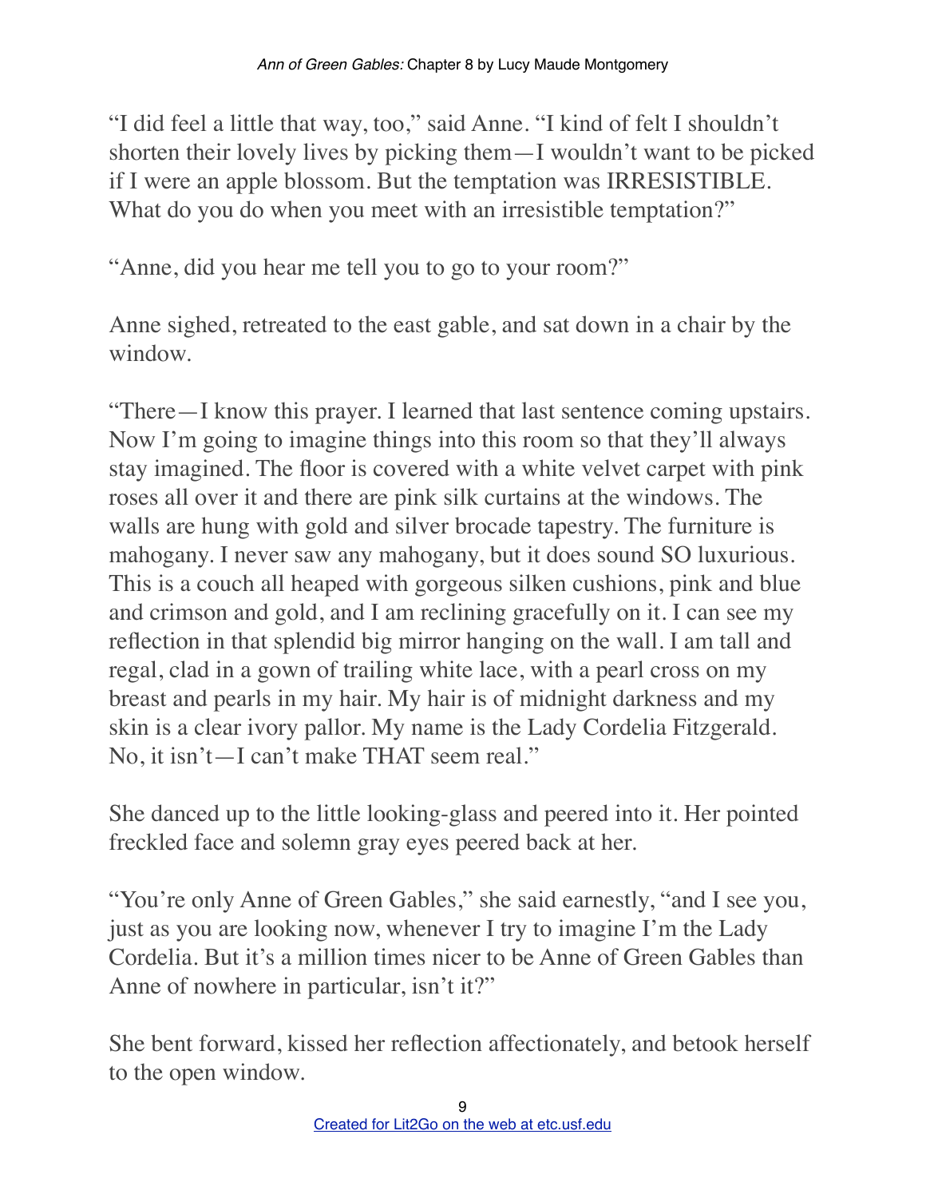"I did feel a little that way, too," said Anne. "I kind of felt I shouldn't shorten their lovely lives by picking them—I wouldn't want to be picked if I were an apple blossom. But the temptation was IRRESISTIBLE. What do you do when you meet with an irresistible temptation?"

"Anne, did you hear me tell you to go to your room?"

Anne sighed, retreated to the east gable, and sat down in a chair by the window.

"There—I know this prayer. I learned that last sentence coming upstairs. Now I'm going to imagine things into this room so that they'll always stay imagined. The floor is covered with a white velvet carpet with pink roses all over it and there are pink silk curtains at the windows. The walls are hung with gold and silver brocade tapestry. The furniture is mahogany. I never saw any mahogany, but it does sound SO luxurious. This is a couch all heaped with gorgeous silken cushions, pink and blue and crimson and gold, and I am reclining gracefully on it. I can see my reflection in that splendid big mirror hanging on the wall. I am tall and regal, clad in a gown of trailing white lace, with a pearl cross on my breast and pearls in my hair. My hair is of midnight darkness and my skin is a clear ivory pallor. My name is the Lady Cordelia Fitzgerald. No, it isn't—I can't make THAT seem real."

She danced up to the little looking-glass and peered into it. Her pointed freckled face and solemn gray eyes peered back at her.

"You're only Anne of Green Gables," she said earnestly, "and I see you, just as you are looking now, whenever I try to imagine I'm the Lady Cordelia. But it's a million times nicer to be Anne of Green Gables than Anne of nowhere in particular, isn't it?"

She bent forward, kissed her reflection affectionately, and betook herself to the open window.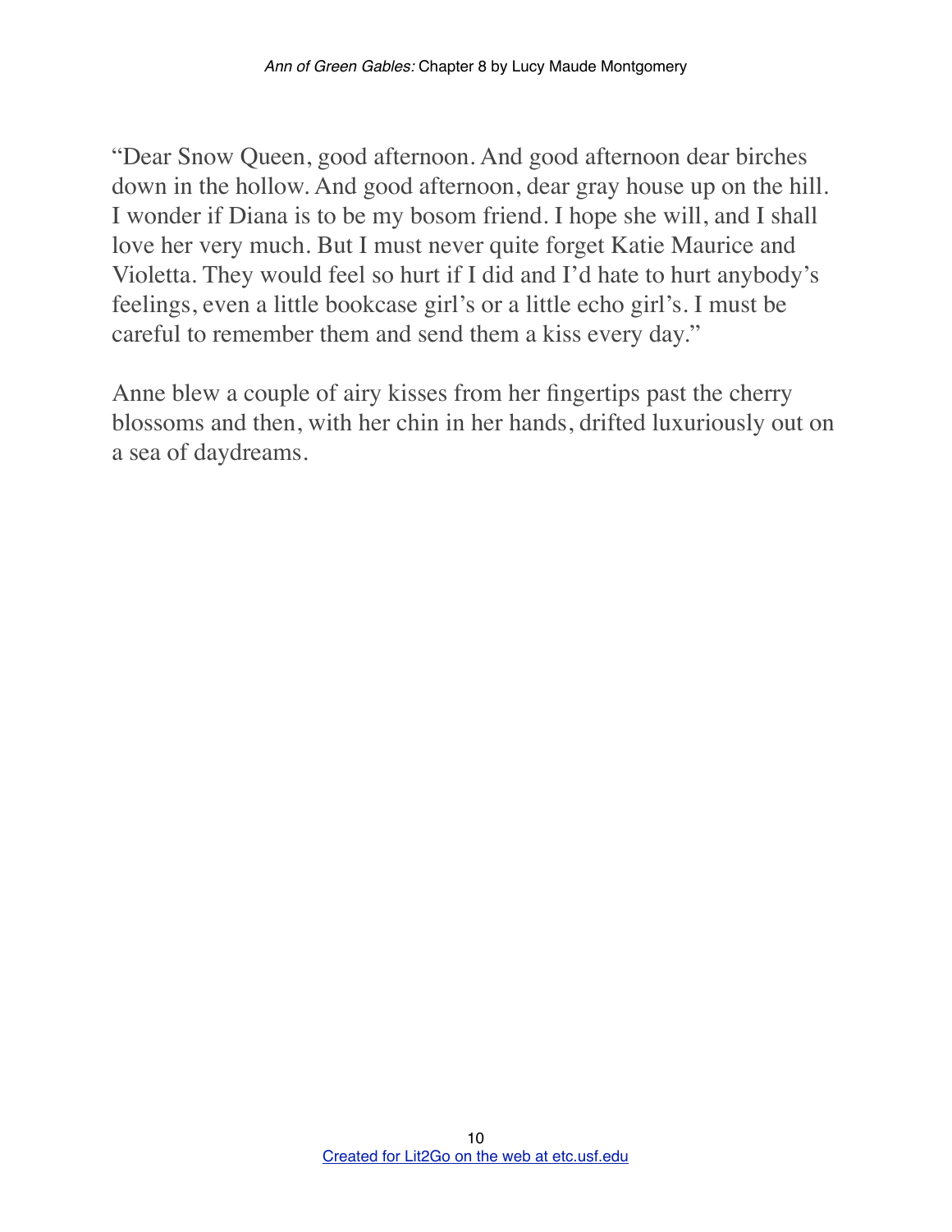“Dear Snow Queen, good afternoon. And good afternoon dear birches down in the hollow. And good afternoon, dear gray house up on the hill. I wonder if Diana is to be my bosom friend. I hope she will, and I shall love her very much. But I must never quite forget Katie Maurice and Violetta. They would feel so hurt if I did and I’d hate to hurt anybody’s feelings, even a little bookcase girl’s or a little echo girl’s. I must be careful to remember them and send them a kiss every day.”

Anne blew a couple of airy kisses from her fingertips past the cherry blossoms and then, with her chin in her hands, drifted luxuriously out on a sea of daydreams.